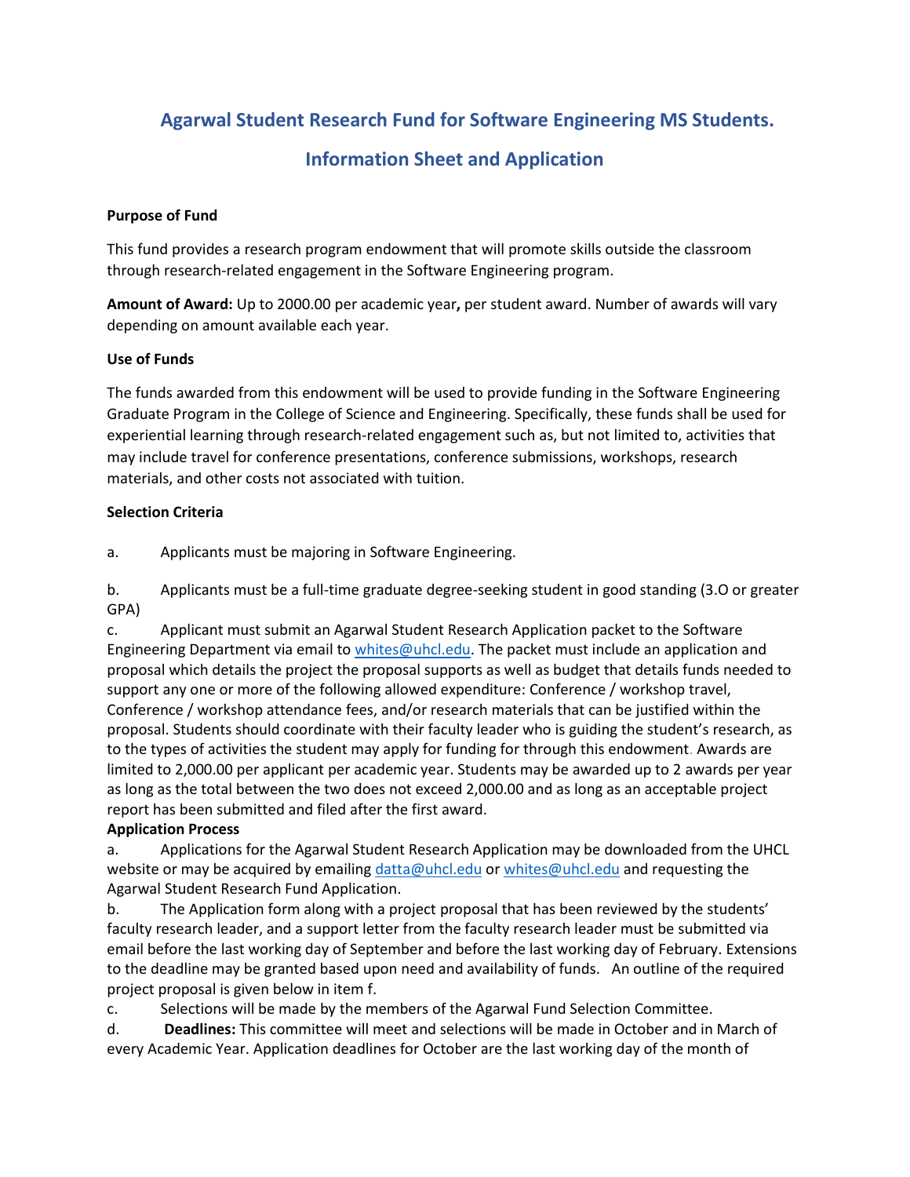# Agarwal Student Research Fund for Software Engineering MS Students.

## Information Sheet and Application

**Purpose of Fund**

This fund provides a research program endowment that will promote skills outside the classroom through research-related engagement in the Software Engineering program.

**Amount of Award:** Up to 2000.00 per academic year**,** per student award. Number of awards will vary depending on amount available each year.

**Use of Funds**

The funds awarded from this endowment will be used to provide funding in the Software Engineering Graduate Program in the College of Science and Engineering. Specifically, these funds shall be used for experiential learning through research-related engagement such as, but not limited to, activities that may include travel for conference presentations, conference submissions, workshops, research materials, and other costs not associated with tuition.

**Selection Criteria**

a. Applicants must be majoring in Software Engineering.

b. Applicants must be a full-time graduate degree-seeking student in good standing (3.O or greater GPA)

c. Applicant must submit an Agarwal Student Research Application packet to the Software Engineering Department via email to whites@uhcl.edu. The packet must include an application and proposal which details the project the proposal supports as well as budget that details funds needed to support any one or more of the following allowed expenditure: Conference / workshop travel, Conference / workshop attendance fees, and/or research materials that can be justified within the proposal. Students should coordinate with their faculty leader who is guiding the student's research, as to the types of activities the student may apply for funding for through this endowment. Awards are limited to 2,000.00 per applicant per academic year. Students may be awarded up to 2 awards per year as long as the total between the two does not exceed 2,000.00 and as long as an acceptable project report has been submitted and filed after the first award.

**Application Process**

a. Applications for the Agarwal Student Research Application may be downloaded from the UHCL website or may be acquired by emailing datta@uhcl.edu or whites@uhcl.edu and requesting the Agarwal Student Research Fund Application.

b. The Application form along with a project proposal that has been reviewed by the students' faculty research leader, and a support letter from the faculty research leader must be submitted via email before the last working day of September and before the last working day of February. Extensions to the deadline may be granted based upon need and availability of funds. An outline of the required project proposal is given below in item f.

c. Selections will be made by the members of the Agarwal Fund Selection Committee.

d. **Deadlines:** This committee will meet and selections will be made in October and in March of every Academic Year. Application deadlines for October are the last working day of the month of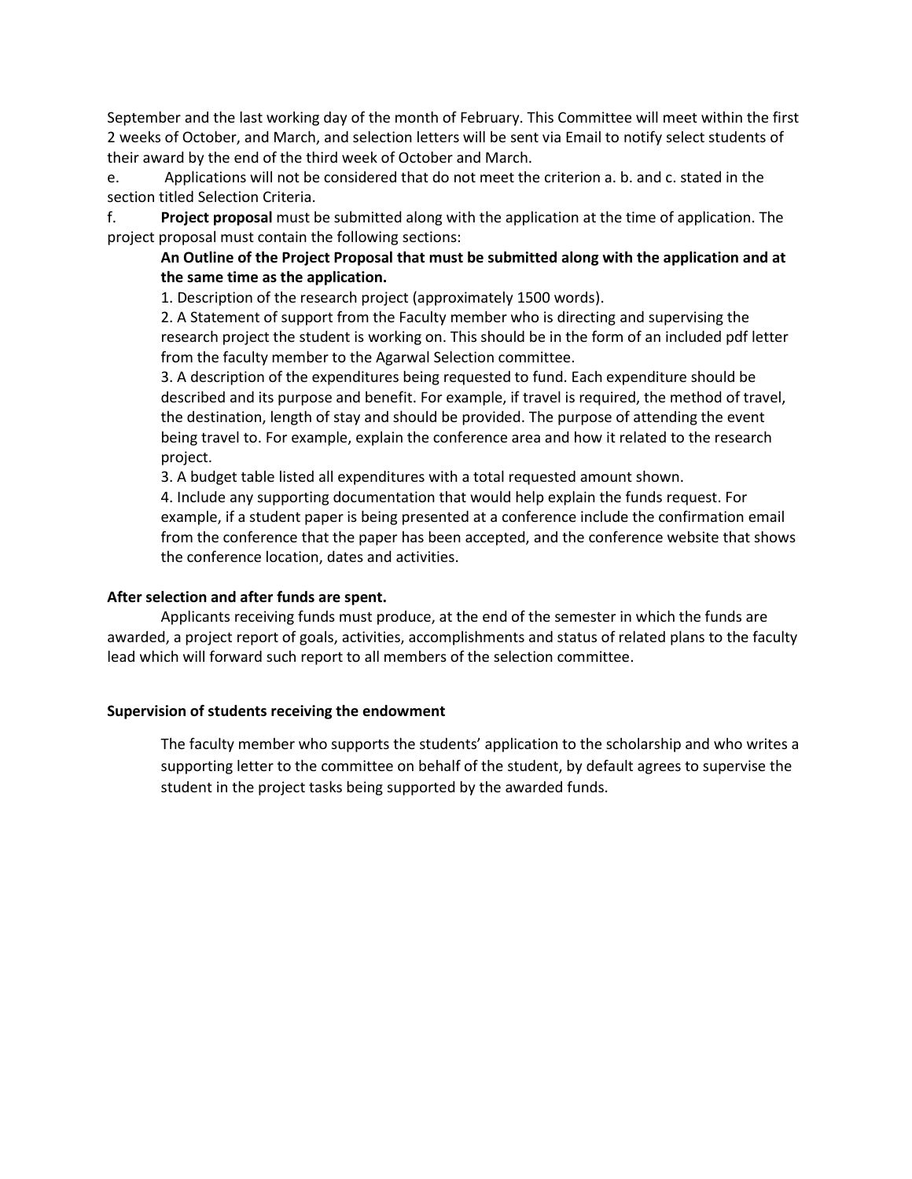September and the last working day of the month of February. This Committee will meet within the first 2 weeks of October, and March, and selection letters will be sent via Email to notify select students of their award by the end of the third week of October and March.

e. Applications will not be considered that do not meet the criterion a. b. and c. stated in the section titled Selection Criteria.

f. **Project proposal** must be submitted along with the application at the time of application. The project proposal must contain the following sections:

> **An Outline of the Project Proposal that must be submitted along with the application and at the same time as the application.**
>
> 1. Description of the research project (approximately 1500 words).
>
> 2. A Statement of support from the Faculty member who is directing and supervising the research project the student is working on. This should be in the form of an included pdf letter from the faculty member to the Agarwal Selection committee.
>
> 3. A description of the expenditures being requested to fund. Each expenditure should be described and its purpose and benefit. For example, if travel is required, the method of travel, the destination, length of stay and should be provided. The purpose of attending the event being travel to. For example, explain the conference area and how it related to the research project.
>
> 3. A budget table listed all expenditures with a total requested amount shown.
>
> 4. Include any supporting documentation that would help explain the funds request. For example, if a student paper is being presented at a conference include the confirmation email from the conference that the paper has been accepted, and the conference website that shows the conference location, dates and activities.

**After selection and after funds are spent.**

Applicants receiving funds must produce, at the end of the semester in which the funds are awarded, a project report of goals, activities, accomplishments and status of related plans to the faculty lead which will forward such report to all members of the selection committee.

**Supervision of students receiving the endowment**

The faculty member who supports the students' application to the scholarship and who writes a supporting letter to the committee on behalf of the student, by default agrees to supervise the student in the project tasks being supported by the awarded funds.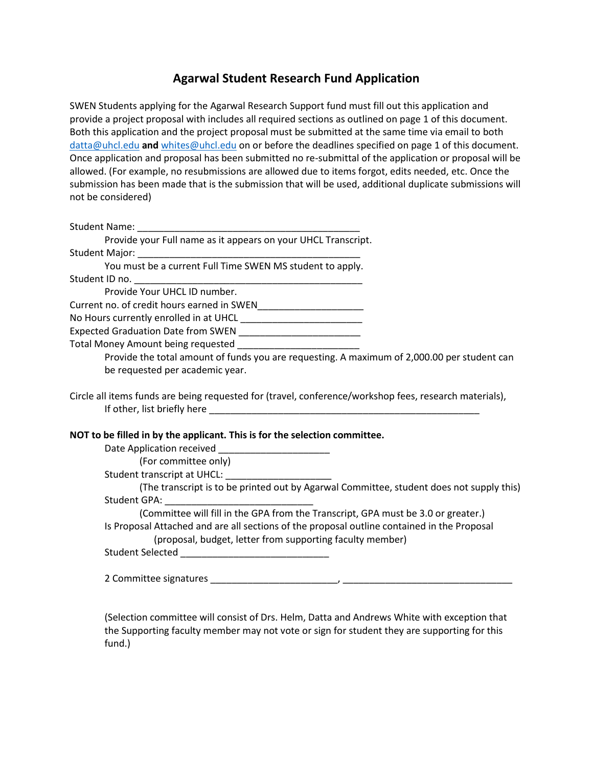# Agarwal Student Research Fund Application

SWEN Students applying for the Agarwal Research Support fund must fill out this application and provide a project proposal with includes all required sections as outlined on page 1 of this document. Both this application and the project proposal must be submitted at the same time via email to both datta@uhcl.edu **and** whites@uhcl.edu on or before the deadlines specified on page 1 of this document. Once application and proposal has been submitted no re-submittal of the application or proposal will be allowed. (For example, no resubmissions are allowed due to items forgot, edits needed, etc. Once the submission has been made that is the submission that will be used, additional duplicate submissions will not be considered)

Student Name: ___________________________________________

Provide your Full name as it appears on your UHCL Transcript.

Student Major: ___________________________________________

You must be a current Full Time SWEN MS student to apply.

Student ID no. ____________________________________________

Provide Your UHCL ID number.

Current no. of credit hours earned in SWEN____________________

No Hours currently enrolled in at UHCL ________________________

Expected Graduation Date from SWEN ________________________

Total Money Amount being requested _______________________

Provide the total amount of funds you are requesting. A maximum of 2,000.00 per student can be requested per academic year.

Circle all items funds are being requested for (travel, conference/workshop fees, research materials),

If other, list briefly here ______________________________________________________

**NOT to be filled in by the applicant. This is for the selection committee.**

Date Application received _____________________

(For committee only)

Student transcript at UHCL: ____________________

(The transcript is to be printed out by Agarwal Committee, student does not supply this)

Student GPA: ____________________________

(Committee will fill in the GPA from the Transcript, GPA must be 3.0 or greater.)

Is Proposal Attached and are all sections of the proposal outline contained in the Proposal

(proposal, budget, letter from supporting faculty member)

Student Selected ____________________________

2 Committee signatures ________________________, ________________________________

(Selection committee will consist of Drs. Helm, Datta and Andrews White with exception that the Supporting faculty member may not vote or sign for student they are supporting for this fund.)